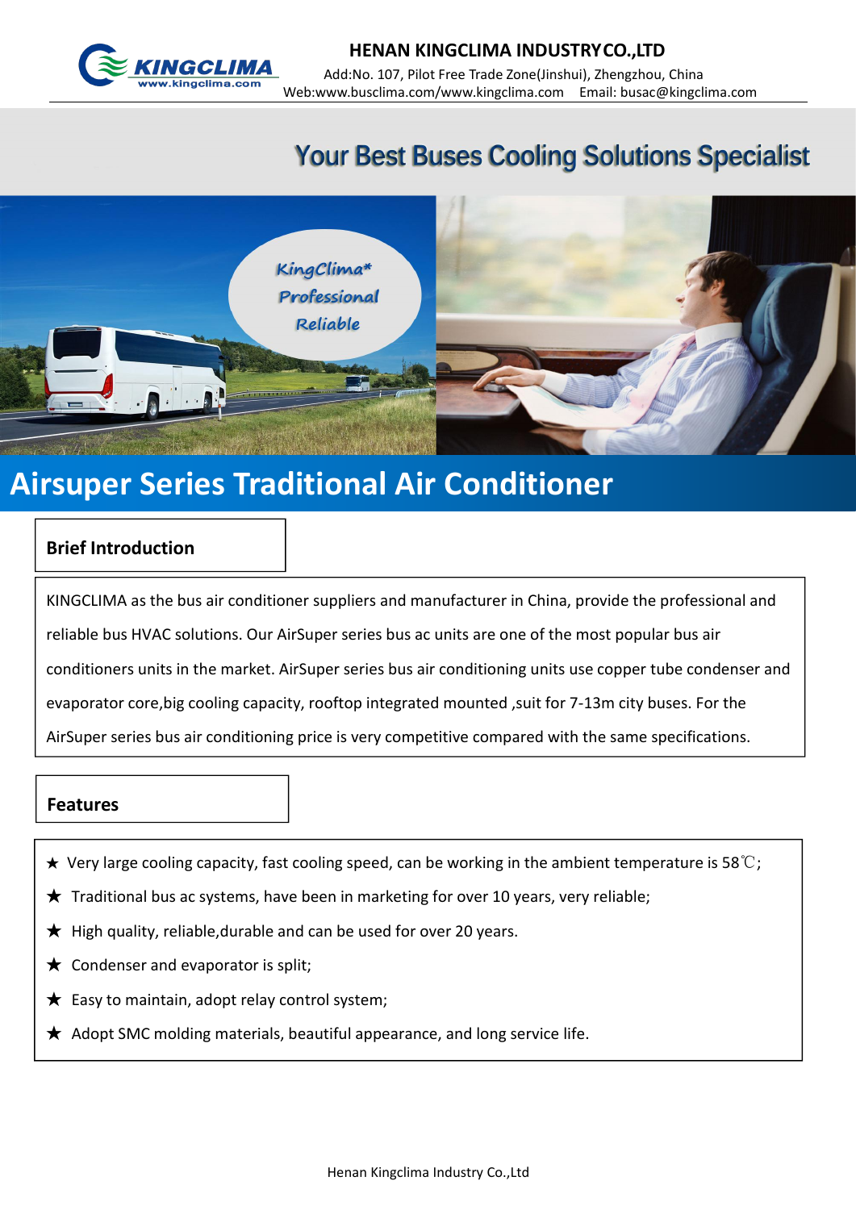HENAN KINGCLIMA INDUSTRY CO.,LTD

Add:No. 107, Pilot Free Trade Zone(Jinshui), Zhengzhou, China

Web:www.busclima.com/www.kingclima.com Email: busac@kingclima.com

## Your Best Buses Cooling Solutions Specialist

KingClima* Professional Reliable

# Airsuper Series Traditional Air Conditioner

## Brief Introduction

KINGCLIMA as the bus air conditioner suppliers and manufacturer in China, provide the professional and reliable bus HVAC solutions. Our AirSuper series bus ac units are one of the most popular bus air conditioners units in the market. AirSuper series bus air conditioning units use copper tube condenser and evaporator core,big cooling capacity, rooftop integrated mounted ,suit for 7-13m city buses. For the AirSuper series bus air conditioning price is very competitive compared with the same specifications.

## Features

★ Very large cooling capacity, fast cooling speed, can be working in the ambient temperature is 58℃;

★ Traditional bus ac systems, have been in marketing for over 10 years, very reliable;

★ High quality, reliable,durable and can be used for over 20 years.

★ Condenser and evaporator is split;

★ Easy to maintain, adopt relay control system;

★ Adopt SMC molding materials, beautiful appearance, and long service life.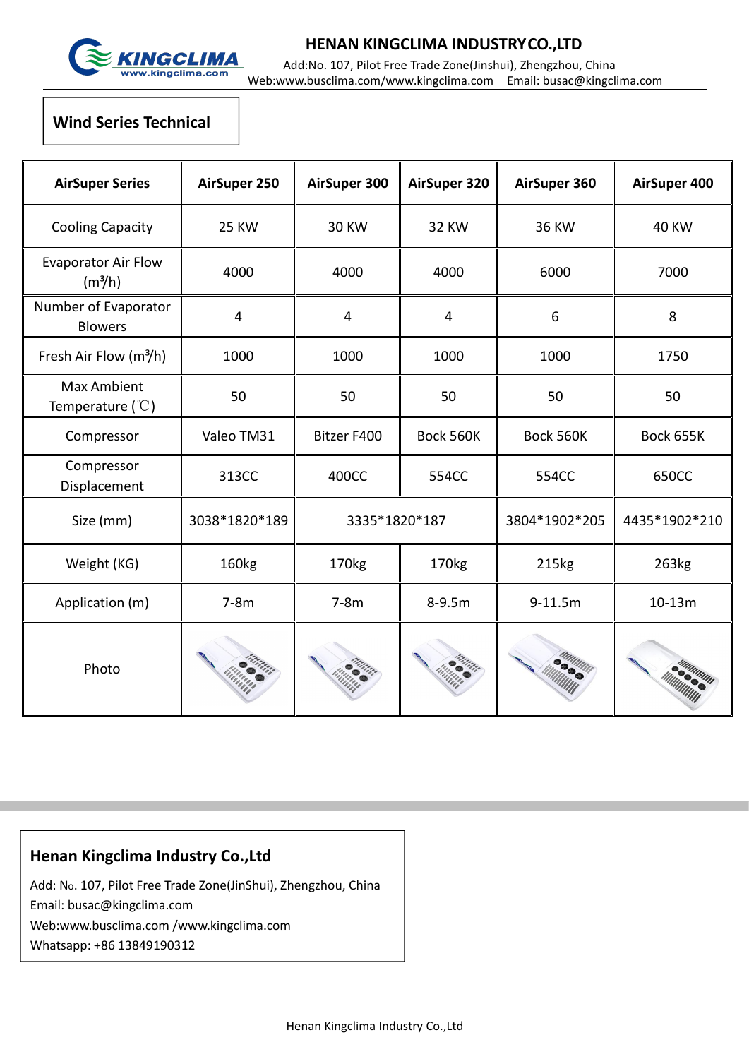**HENAN KINGCLIMA INDUSTRY CO.,LTD**

Add:No. 107, Pilot Free Trade Zone(Jinshui), Zhengzhou, China
Web:www.busclima.com/www.kingclima.com Email: busac@kingclima.com

## Wind Series Technical

| AirSuper Series | AirSuper 250 | AirSuper 300 | AirSuper 320 | AirSuper 360 | AirSuper 400 |
|---|---|---|---|---|---|
| Cooling Capacity | 25 KW | 30 KW | 32 KW | 36 KW | 40 KW |
| Evaporator Air Flow ($m^3$/h) | 4000 | 4000 | 4000 | 6000 | 7000 |
| Number of Evaporator Blowers | 4 | 4 | 4 | 6 | 8 |
| Fresh Air Flow ($m^3$/h) | 1000 | 1000 | 1000 | 1000 | 1750 |
| Max Ambient Temperature (℃) | 50 | 50 | 50 | 50 | 50 |
| Compressor | Valeo TM31 | Bitzer F400 | Bock 560K | Bock 560K | Bock 655K |
| Compressor Displacement | 313CC | 400CC | 554CC | 554CC | 650CC |
| Size (mm) | 3038*1820*189 | 3335*1820*187 | | 3804*1902*205 | 4435*1902*210 |
| Weight (KG) | 160kg | 170kg | 170kg | 215kg | 263kg |
| Application (m) | 7-8m | 7-8m | 8-9.5m | 9-11.5m | 10-13m |
| Photo | | | | | |

**Henan Kingclima Industry Co.,Ltd**

Add: No. 107, Pilot Free Trade Zone(JinShui), Zhengzhou, China
Email: busac@kingclima.com
Web:www.busclima.com /www.kingclima.com
Whatsapp: +86 13849190312